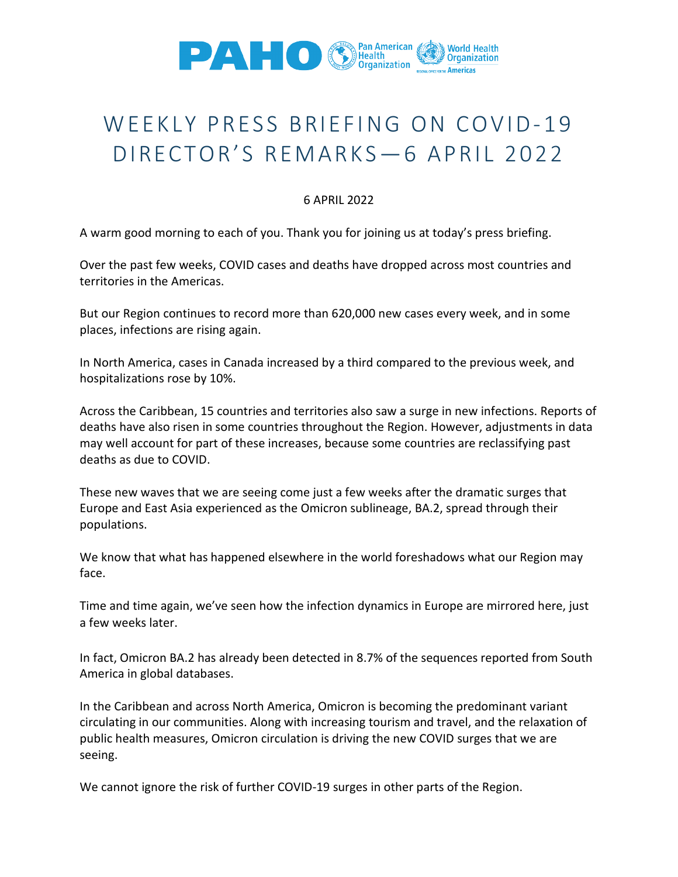# WEEKLY PRESS BRIEFING ON COVID-19 DIRECTOR'S REMARKS—6 APRIL 2022

6 APRIL 2022

A warm good morning to each of you. Thank you for joining us at today's press briefing.

Over the past few weeks, COVID cases and deaths have dropped across most countries and territories in the Americas.

But our Region continues to record more than 620,000 new cases every week, and in some places, infections are rising again.

In North America, cases in Canada increased by a third compared to the previous week, and hospitalizations rose by 10%.

Across the Caribbean, 15 countries and territories also saw a surge in new infections. Reports of deaths have also risen in some countries throughout the Region. However, adjustments in data may well account for part of these increases, because some countries are reclassifying past deaths as due to COVID.

These new waves that we are seeing come just a few weeks after the dramatic surges that Europe and East Asia experienced as the Omicron sublineage, BA.2, spread through their populations.

We know that what has happened elsewhere in the world foreshadows what our Region may face.

Time and time again, we've seen how the infection dynamics in Europe are mirrored here, just a few weeks later.

In fact, Omicron BA.2 has already been detected in 8.7% of the sequences reported from South America in global databases.

In the Caribbean and across North America, Omicron is becoming the predominant variant circulating in our communities. Along with increasing tourism and travel, and the relaxation of public health measures, Omicron circulation is driving the new COVID surges that we are seeing.

We cannot ignore the risk of further COVID-19 surges in other parts of the Region.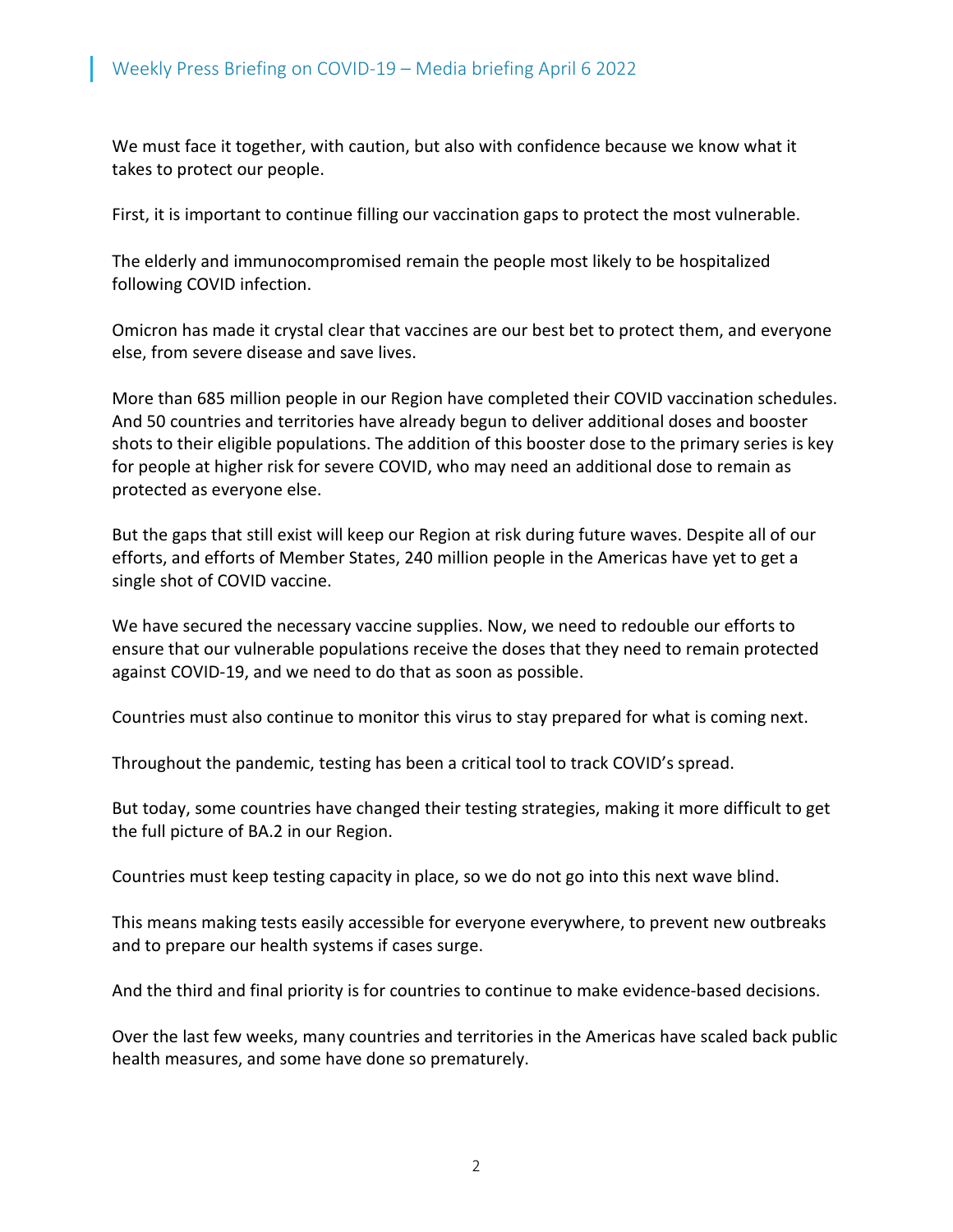We must face it together, with caution, but also with confidence because we know what it takes to protect our people.

First, it is important to continue filling our vaccination gaps to protect the most vulnerable.

The elderly and immunocompromised remain the people most likely to be hospitalized following COVID infection.

Omicron has made it crystal clear that vaccines are our best bet to protect them, and everyone else, from severe disease and save lives.

More than 685 million people in our Region have completed their COVID vaccination schedules. And 50 countries and territories have already begun to deliver additional doses and booster shots to their eligible populations. The addition of this booster dose to the primary series is key for people at higher risk for severe COVID, who may need an additional dose to remain as protected as everyone else.

But the gaps that still exist will keep our Region at risk during future waves. Despite all of our efforts, and efforts of Member States, 240 million people in the Americas have yet to get a single shot of COVID vaccine.

We have secured the necessary vaccine supplies. Now, we need to redouble our efforts to ensure that our vulnerable populations receive the doses that they need to remain protected against COVID-19, and we need to do that as soon as possible.

Countries must also continue to monitor this virus to stay prepared for what is coming next.

Throughout the pandemic, testing has been a critical tool to track COVID's spread.

But today, some countries have changed their testing strategies, making it more difficult to get the full picture of BA.2 in our Region.

Countries must keep testing capacity in place, so we do not go into this next wave blind.

This means making tests easily accessible for everyone everywhere, to prevent new outbreaks and to prepare our health systems if cases surge.

And the third and final priority is for countries to continue to make evidence-based decisions.

Over the last few weeks, many countries and territories in the Americas have scaled back public health measures, and some have done so prematurely.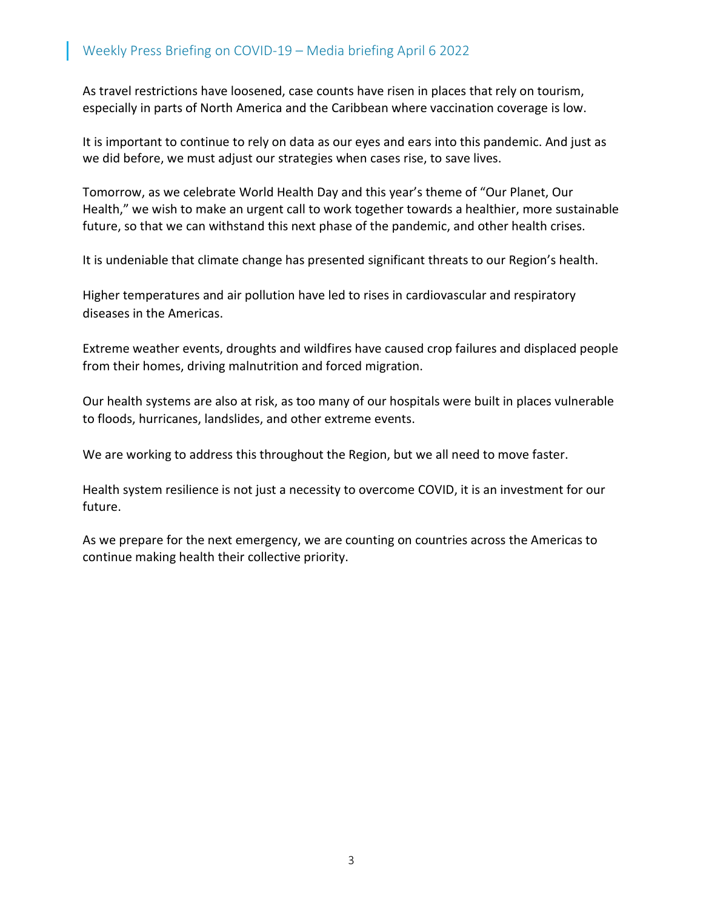As travel restrictions have loosened, case counts have risen in places that rely on tourism, especially in parts of North America and the Caribbean where vaccination coverage is low.

It is important to continue to rely on data as our eyes and ears into this pandemic. And just as we did before, we must adjust our strategies when cases rise, to save lives.

Tomorrow, as we celebrate World Health Day and this year's theme of "Our Planet, Our Health," we wish to make an urgent call to work together towards a healthier, more sustainable future, so that we can withstand this next phase of the pandemic, and other health crises.

It is undeniable that climate change has presented significant threats to our Region's health.

Higher temperatures and air pollution have led to rises in cardiovascular and respiratory diseases in the Americas.

Extreme weather events, droughts and wildfires have caused crop failures and displaced people from their homes, driving malnutrition and forced migration.

Our health systems are also at risk, as too many of our hospitals were built in places vulnerable to floods, hurricanes, landslides, and other extreme events.

We are working to address this throughout the Region, but we all need to move faster.

Health system resilience is not just a necessity to overcome COVID, it is an investment for our future.

As we prepare for the next emergency, we are counting on countries across the Americas to continue making health their collective priority.